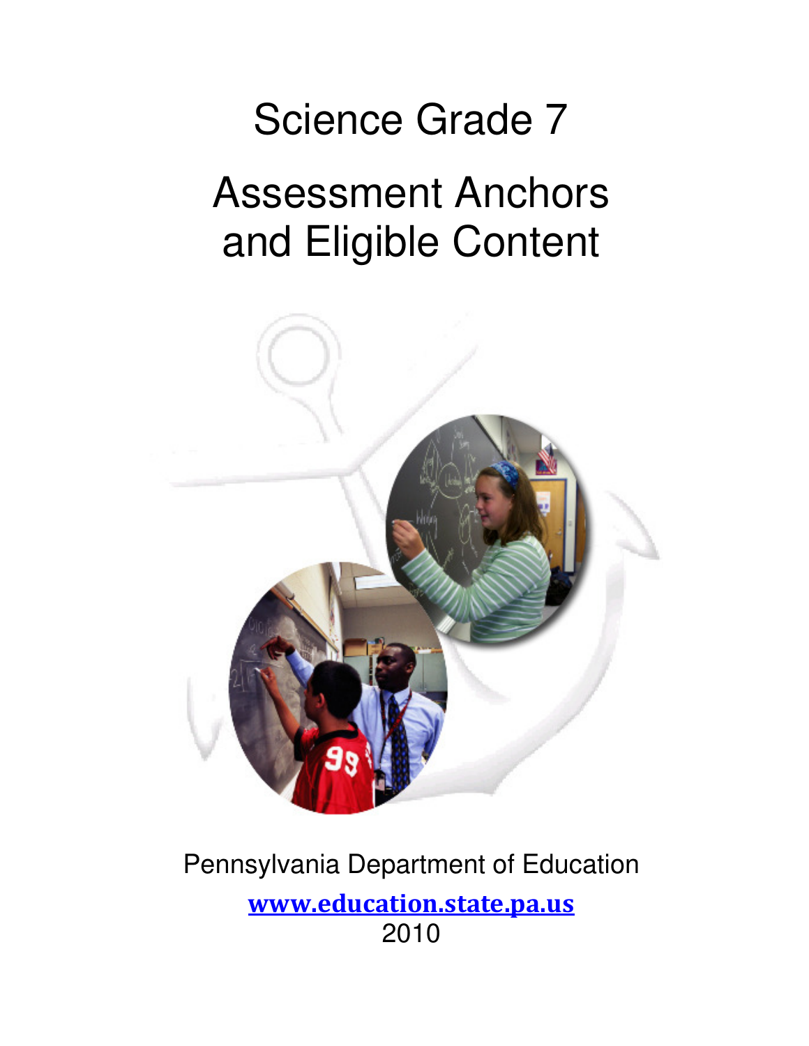# Science Grade 7

# Assessment Anchors and Eligible Content

Pennsylvania Department of Education

www.education.state.pa.us

2010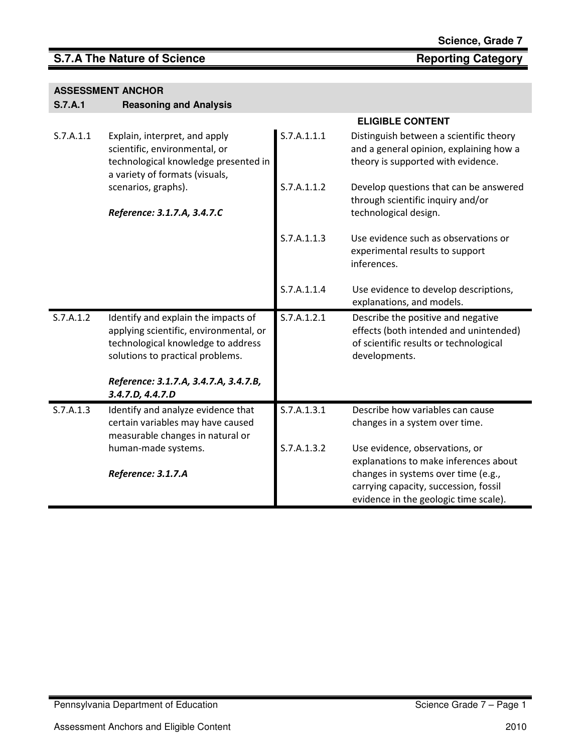**Science, Grade 7**

## S.7.A The Nature of Science — Reporting Category

**ASSESSMENT ANCHOR**

**S.7.A.1 Reasoning and Analysis**

| | | ELIGIBLE CONTENT | |
|---|---|---|---|
| S.7.A.1.1 | Explain, interpret, and apply scientific, environmental, or technological knowledge presented in a variety of formats (visuals, scenarios, graphs).<br><br>***Reference: 3.1.7.A, 3.4.7.C*** | S.7.A.1.1.1 | Distinguish between a scientific theory and a general opinion, explaining how a theory is supported with evidence. |
| | | S.7.A.1.1.2 | Develop questions that can be answered through scientific inquiry and/or technological design. |
| | | S.7.A.1.1.3 | Use evidence such as observations or experimental results to support inferences. |
| | | S.7.A.1.1.4 | Use evidence to develop descriptions, explanations, and models. |
| S.7.A.1.2 | Identify and explain the impacts of applying scientific, environmental, or technological knowledge to address solutions to practical problems.<br><br>***Reference: 3.1.7.A, 3.4.7.A, 3.4.7.B, 3.4.7.D, 4.4.7.D*** | S.7.A.1.2.1 | Describe the positive and negative effects (both intended and unintended) of scientific results or technological developments. |
| S.7.A.1.3 | Identify and analyze evidence that certain variables may have caused measurable changes in natural or human-made systems.<br><br>***Reference: 3.1.7.A*** | S.7.A.1.3.1 | Describe how variables can cause changes in a system over time. |
| | | S.7.A.1.3.2 | Use evidence, observations, or explanations to make inferences about changes in systems over time (e.g., carrying capacity, succession, fossil evidence in the geologic time scale). |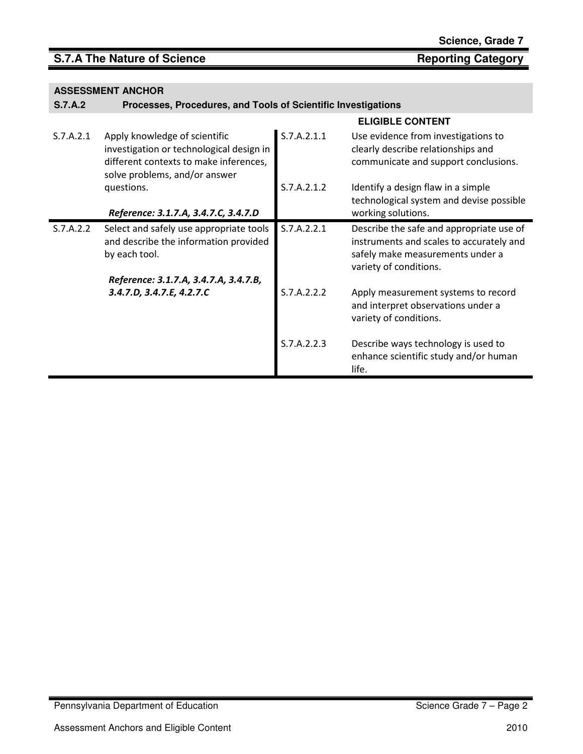**Science, Grade 7**

## S.7.A The Nature of Science — Reporting Category

**ASSESSMENT ANCHOR**

**S.7.A.2 Processes, Procedures, and Tools of Scientific Investigations**

| | | ELIGIBLE CONTENT | |
|---|---|---|---|
| S.7.A.2.1 | Apply knowledge of scientific investigation or technological design in different contexts to make inferences, solve problems, and/or answer questions.<br><br>***Reference: 3.1.7.A, 3.4.7.C, 3.4.7.D*** | S.7.A.2.1.1 | Use evidence from investigations to clearly describe relationships and communicate and support conclusions. |
| | | S.7.A.2.1.2 | Identify a design flaw in a simple technological system and devise possible working solutions. |
| S.7.A.2.2 | Select and safely use appropriate tools and describe the information provided by each tool.<br><br>***Reference: 3.1.7.A, 3.4.7.A, 3.4.7.B, 3.4.7.D, 3.4.7.E, 4.2.7.C*** | S.7.A.2.2.1 | Describe the safe and appropriate use of instruments and scales to accurately and safely make measurements under a variety of conditions. |
| | | S.7.A.2.2.2 | Apply measurement systems to record and interpret observations under a variety of conditions. |
| | | S.7.A.2.2.3 | Describe ways technology is used to enhance scientific study and/or human life. |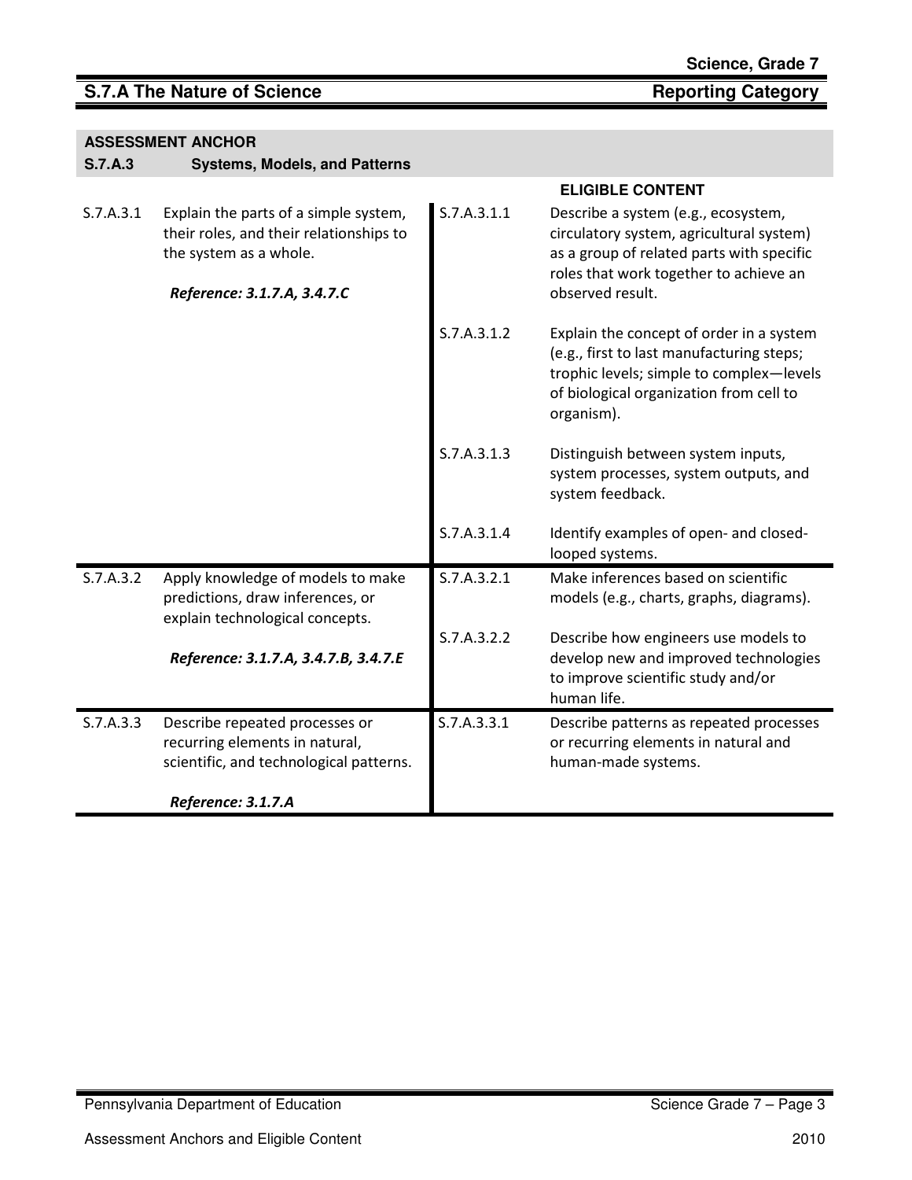## S.7.A The Nature of Science — Reporting Category

**ASSESSMENT ANCHOR**

**S.7.A.3 Systems, Models, and Patterns**

| | | | ELIGIBLE CONTENT |
|---|---|---|---|
| S.7.A.3.1 | Explain the parts of a simple system, their roles, and their relationships to the system as a whole.<br><br>***Reference: 3.1.7.A, 3.4.7.C*** | S.7.A.3.1.1 | Describe a system (e.g., ecosystem, circulatory system, agricultural system) as a group of related parts with specific roles that work together to achieve an observed result. |
| | | S.7.A.3.1.2 | Explain the concept of order in a system (e.g., first to last manufacturing steps; trophic levels; simple to complex—levels of biological organization from cell to organism). |
| | | S.7.A.3.1.3 | Distinguish between system inputs, system processes, system outputs, and system feedback. |
| | | S.7.A.3.1.4 | Identify examples of open- and closed-looped systems. |
| S.7.A.3.2 | Apply knowledge of models to make predictions, draw inferences, or explain technological concepts.<br><br>***Reference: 3.1.7.A, 3.4.7.B, 3.4.7.E*** | S.7.A.3.2.1 | Make inferences based on scientific models (e.g., charts, graphs, diagrams). |
| | | S.7.A.3.2.2 | Describe how engineers use models to develop new and improved technologies to improve scientific study and/or human life. |
| S.7.A.3.3 | Describe repeated processes or recurring elements in natural, scientific, and technological patterns.<br><br>***Reference: 3.1.7.A*** | S.7.A.3.3.1 | Describe patterns as repeated processes or recurring elements in natural and human-made systems. |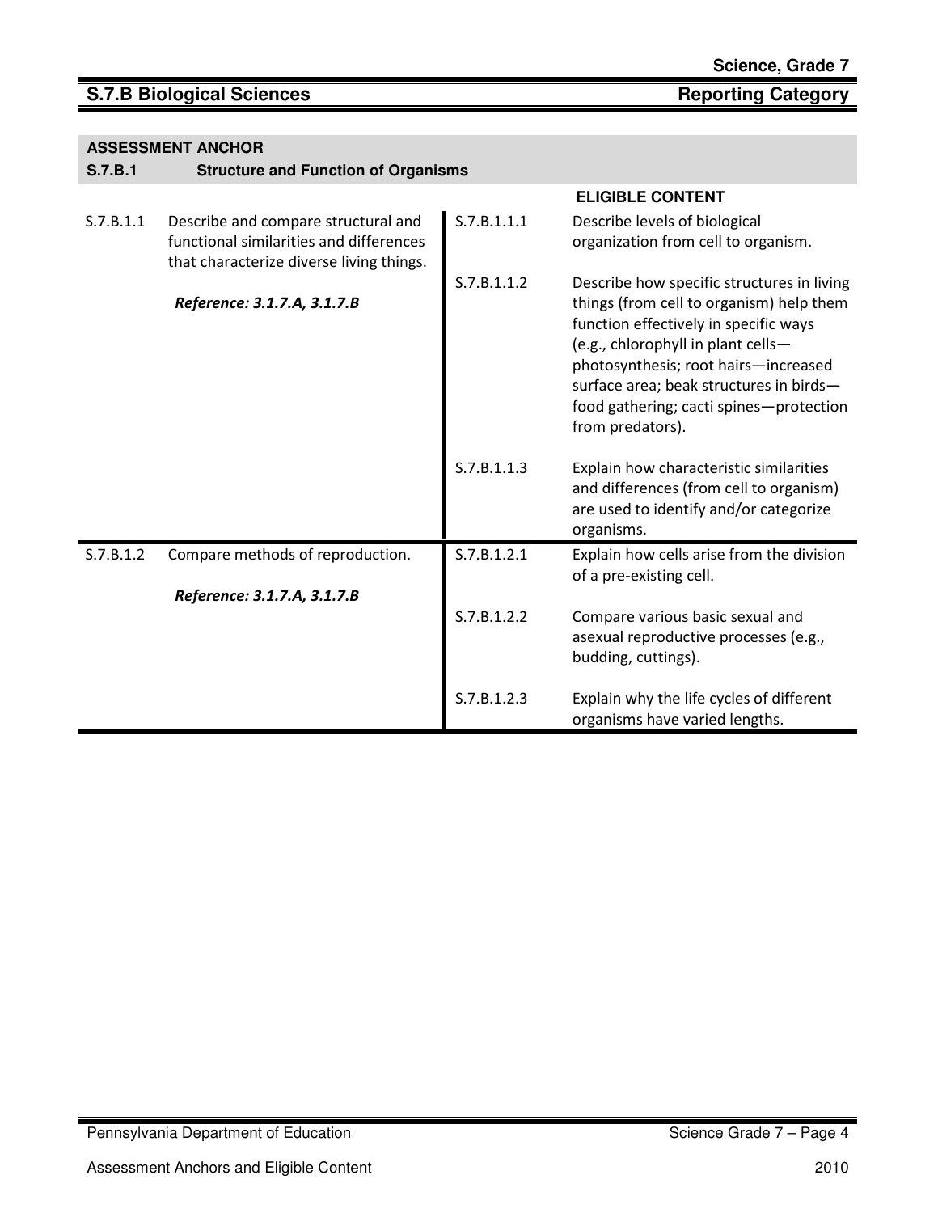## S.7.B Biological Sciences — Reporting Category

**ASSESSMENT ANCHOR**

**S.7.B.1 Structure and Function of Organisms**

| | | | **ELIGIBLE CONTENT** |
|---|---|---|---|
| S.7.B.1.1 | Describe and compare structural and functional similarities and differences that characterize diverse living things.<br><br>***Reference: 3.1.7.A, 3.1.7.B*** | S.7.B.1.1.1 | Describe levels of biological organization from cell to organism. |
| | | S.7.B.1.1.2 | Describe how specific structures in living things (from cell to organism) help them function effectively in specific ways (e.g., chlorophyll in plant cells—photosynthesis; root hairs—increased surface area; beak structures in birds—food gathering; cacti spines—protection from predators). |
| | | S.7.B.1.1.3 | Explain how characteristic similarities and differences (from cell to organism) are used to identify and/or categorize organisms. |
| S.7.B.1.2 | Compare methods of reproduction.<br><br>***Reference: 3.1.7.A, 3.1.7.B*** | S.7.B.1.2.1 | Explain how cells arise from the division of a pre-existing cell. |
| | | S.7.B.1.2.2 | Compare various basic sexual and asexual reproductive processes (e.g., budding, cuttings). |
| | | S.7.B.1.2.3 | Explain why the life cycles of different organisms have varied lengths. |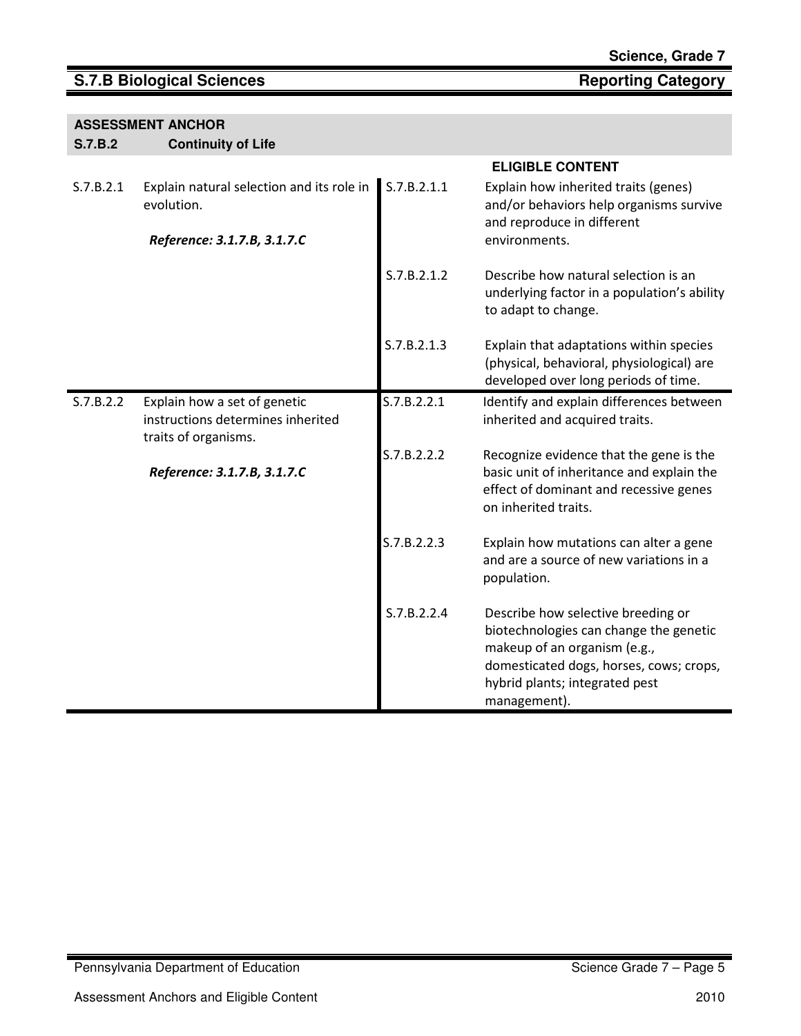## S.7.B Biological Sciences — Reporting Category

**ASSESSMENT ANCHOR**

**S.7.B.2 Continuity of Life**

| | | | ELIGIBLE CONTENT |
|---|---|---|---|
| S.7.B.2.1 | Explain natural selection and its role in evolution.<br><br>***Reference: 3.1.7.B, 3.1.7.C*** | S.7.B.2.1.1 | Explain how inherited traits (genes) and/or behaviors help organisms survive and reproduce in different environments. |
| | | S.7.B.2.1.2 | Describe how natural selection is an underlying factor in a population's ability to adapt to change. |
| | | S.7.B.2.1.3 | Explain that adaptations within species (physical, behavioral, physiological) are developed over long periods of time. |
| S.7.B.2.2 | Explain how a set of genetic instructions determines inherited traits of organisms.<br><br>***Reference: 3.1.7.B, 3.1.7.C*** | S.7.B.2.2.1 | Identify and explain differences between inherited and acquired traits. |
| | | S.7.B.2.2.2 | Recognize evidence that the gene is the basic unit of inheritance and explain the effect of dominant and recessive genes on inherited traits. |
| | | S.7.B.2.2.3 | Explain how mutations can alter a gene and are a source of new variations in a population. |
| | | S.7.B.2.2.4 | Describe how selective breeding or biotechnologies can change the genetic makeup of an organism (e.g., domesticated dogs, horses, cows; crops, hybrid plants; integrated pest management). |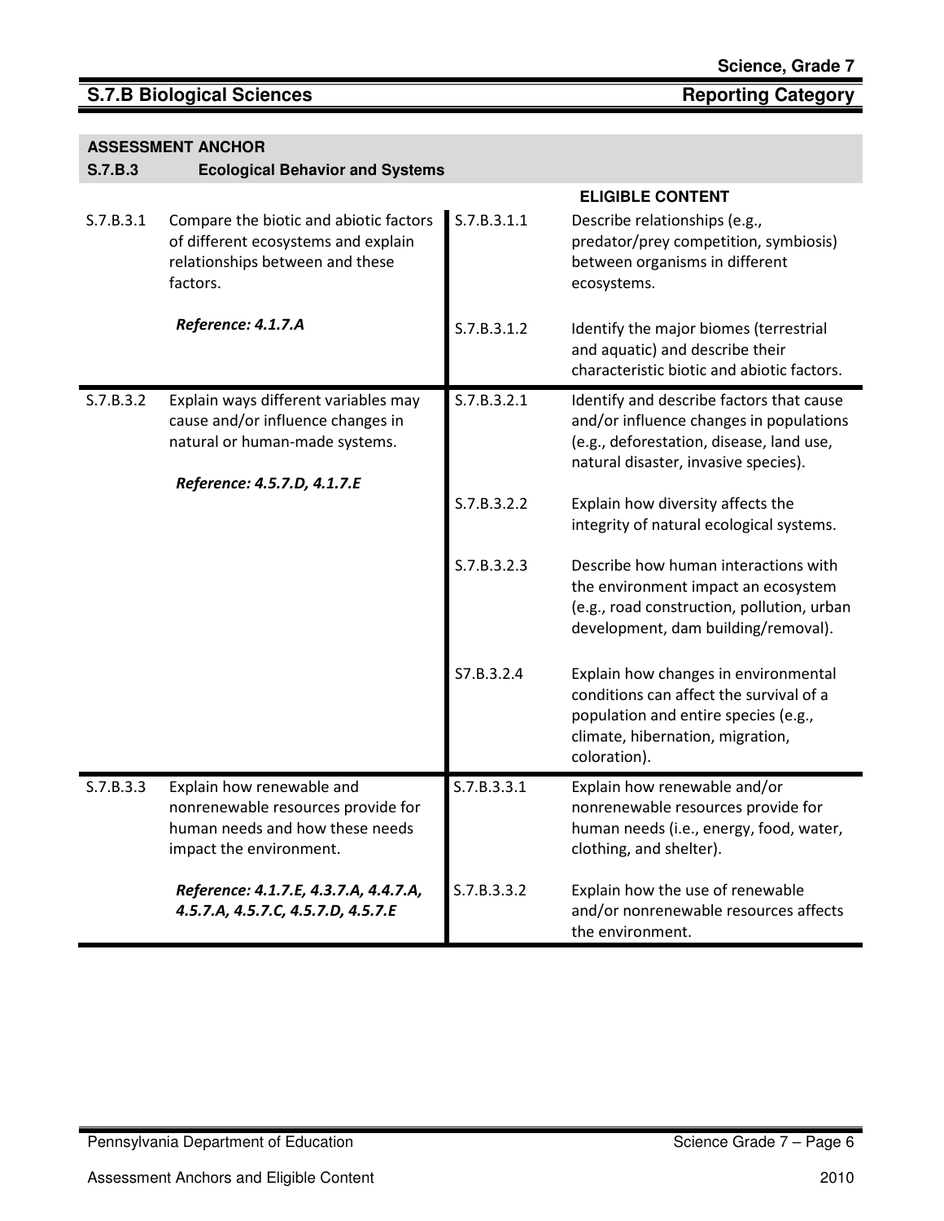## S.7.B Biological Sciences — Reporting Category

**ASSESSMENT ANCHOR**

**S.7.B.3 Ecological Behavior and Systems**

| | | | **ELIGIBLE CONTENT** |
|---|---|---|---|
| S.7.B.3.1 | Compare the biotic and abiotic factors of different ecosystems and explain relationships between and these factors.<br><br>***Reference: 4.1.7.A*** | S.7.B.3.1.1 | Describe relationships (e.g., predator/prey competition, symbiosis) between organisms in different ecosystems. |
| | | S.7.B.3.1.2 | Identify the major biomes (terrestrial and aquatic) and describe their characteristic biotic and abiotic factors. |
| S.7.B.3.2 | Explain ways different variables may cause and/or influence changes in natural or human-made systems.<br><br>***Reference: 4.5.7.D, 4.1.7.E*** | S.7.B.3.2.1 | Identify and describe factors that cause and/or influence changes in populations (e.g., deforestation, disease, land use, natural disaster, invasive species). |
| | | S.7.B.3.2.2 | Explain how diversity affects the integrity of natural ecological systems. |
| | | S.7.B.3.2.3 | Describe how human interactions with the environment impact an ecosystem (e.g., road construction, pollution, urban development, dam building/removal). |
| | | S7.B.3.2.4 | Explain how changes in environmental conditions can affect the survival of a population and entire species (e.g., climate, hibernation, migration, coloration). |
| S.7.B.3.3 | Explain how renewable and nonrenewable resources provide for human needs and how these needs impact the environment.<br><br>***Reference: 4.1.7.E, 4.3.7.A, 4.4.7.A, 4.5.7.A, 4.5.7.C, 4.5.7.D, 4.5.7.E*** | S.7.B.3.3.1 | Explain how renewable and/or nonrenewable resources provide for human needs (i.e., energy, food, water, clothing, and shelter). |
| | | S.7.B.3.3.2 | Explain how the use of renewable and/or nonrenewable resources affects the environment. |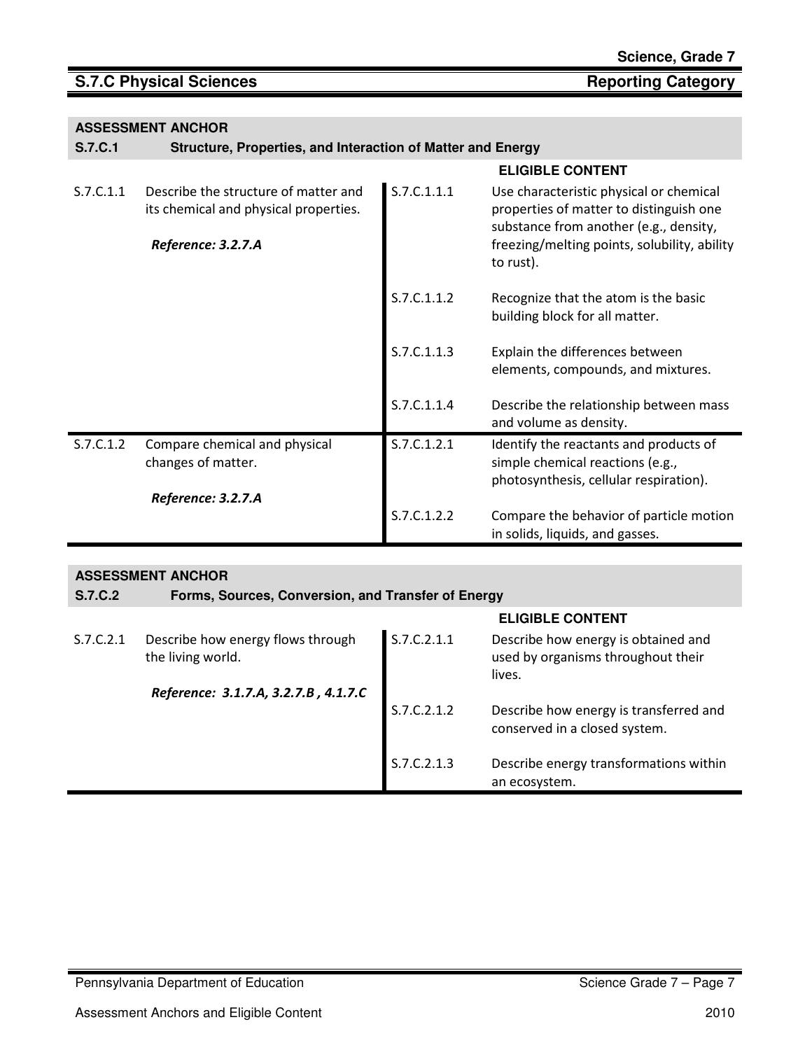## S.7.C Physical Sciences — Reporting Category

### ASSESSMENT ANCHOR
**S.7.C.1 Structure, Properties, and Interaction of Matter and Energy**

| | | ELIGIBLE CONTENT | |
|---|---|---|---|
| S.7.C.1.1 | Describe the structure of matter and its chemical and physical properties. *Reference: 3.2.7.A* | S.7.C.1.1.1 | Use characteristic physical or chemical properties of matter to distinguish one substance from another (e.g., density, freezing/melting points, solubility, ability to rust). |
| | | S.7.C.1.1.2 | Recognize that the atom is the basic building block for all matter. |
| | | S.7.C.1.1.3 | Explain the differences between elements, compounds, and mixtures. |
| | | S.7.C.1.1.4 | Describe the relationship between mass and volume as density. |
| S.7.C.1.2 | Compare chemical and physical changes of matter. *Reference: 3.2.7.A* | S.7.C.1.2.1 | Identify the reactants and products of simple chemical reactions (e.g., photosynthesis, cellular respiration). |
| | | S.7.C.1.2.2 | Compare the behavior of particle motion in solids, liquids, and gasses. |

### ASSESSMENT ANCHOR
**S.7.C.2 Forms, Sources, Conversion, and Transfer of Energy**

| | | ELIGIBLE CONTENT | |
|---|---|---|---|
| S.7.C.2.1 | Describe how energy flows through the living world. *Reference: 3.1.7.A, 3.2.7.B , 4.1.7.C* | S.7.C.2.1.1 | Describe how energy is obtained and used by organisms throughout their lives. |
| | | S.7.C.2.1.2 | Describe how energy is transferred and conserved in a closed system. |
| | | S.7.C.2.1.3 | Describe energy transformations within an ecosystem. |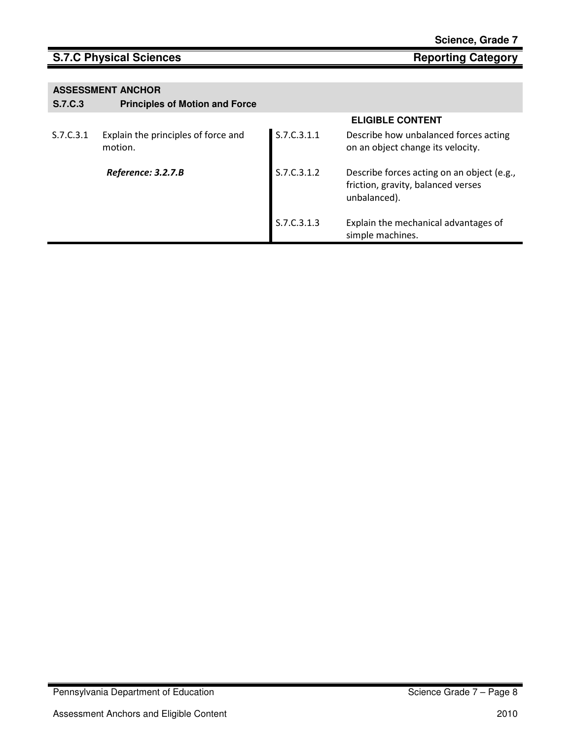## S.7.C Physical Sciences — Reporting Category

| ASSESSMENT ANCHOR | | | |
|---|---|---|---|
| **S.7.C.3** | **Principles of Motion and Force** | | |
| | | | **ELIGIBLE CONTENT** |
| S.7.C.3.1 | Explain the principles of force and motion. | S.7.C.3.1.1 | Describe how unbalanced forces acting on an object change its velocity. |
| | ***Reference: 3.2.7.B*** | S.7.C.3.1.2 | Describe forces acting on an object (e.g., friction, gravity, balanced verses unbalanced). |
| | | S.7.C.3.1.3 | Explain the mechanical advantages of simple machines. |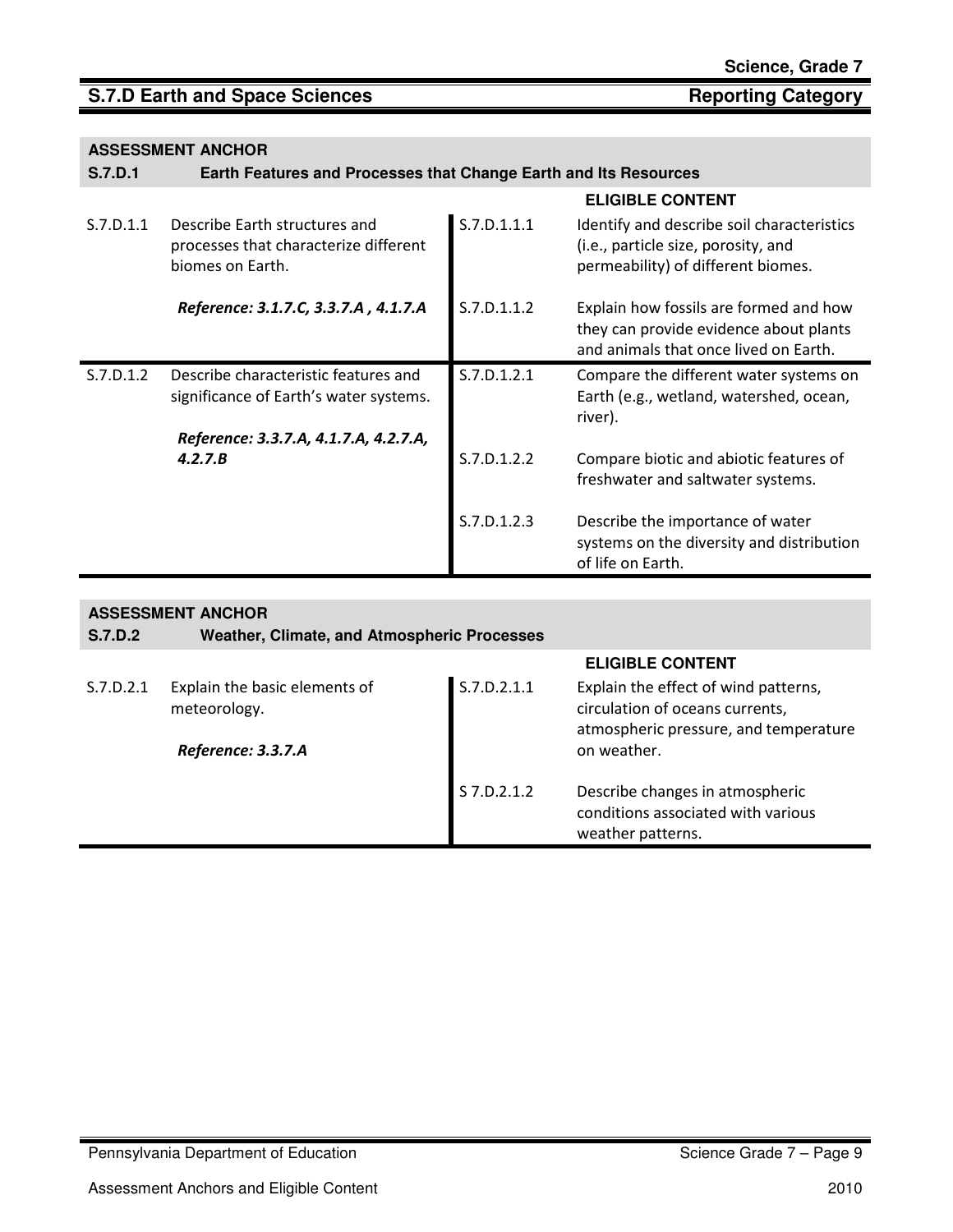## S.7.D Earth and Space Sciences — Reporting Category

| ASSESSMENT ANCHOR | | | |
|---|---|---|---|
| **S.7.D.1** | **Earth Features and Processes that Change Earth and Its Resources** | | |
| | | **ELIGIBLE CONTENT** | |
| S.7.D.1.1 | Describe Earth structures and processes that characterize different biomes on Earth.<br><br>***Reference: 3.1.7.C, 3.3.7.A , 4.1.7.A*** | S.7.D.1.1.1 | Identify and describe soil characteristics (i.e., particle size, porosity, and permeability) of different biomes. |
| | | S.7.D.1.1.2 | Explain how fossils are formed and how they can provide evidence about plants and animals that once lived on Earth. |
| S.7.D.1.2 | Describe characteristic features and significance of Earth's water systems.<br><br>***Reference: 3.3.7.A, 4.1.7.A, 4.2.7.A, 4.2.7.B*** | S.7.D.1.2.1 | Compare the different water systems on Earth (e.g., wetland, watershed, ocean, river). |
| | | S.7.D.1.2.2 | Compare biotic and abiotic features of freshwater and saltwater systems. |
| | | S.7.D.1.2.3 | Describe the importance of water systems on the diversity and distribution of life on Earth. |

| ASSESSMENT ANCHOR | | | |
|---|---|---|---|
| **S.7.D.2** | **Weather, Climate, and Atmospheric Processes** | | |
| | | **ELIGIBLE CONTENT** | |
| S.7.D.2.1 | Explain the basic elements of meteorology.<br><br>***Reference: 3.3.7.A*** | S.7.D.2.1.1 | Explain the effect of wind patterns, circulation of oceans currents, atmospheric pressure, and temperature on weather. |
| | | S 7.D.2.1.2 | Describe changes in atmospheric conditions associated with various weather patterns. |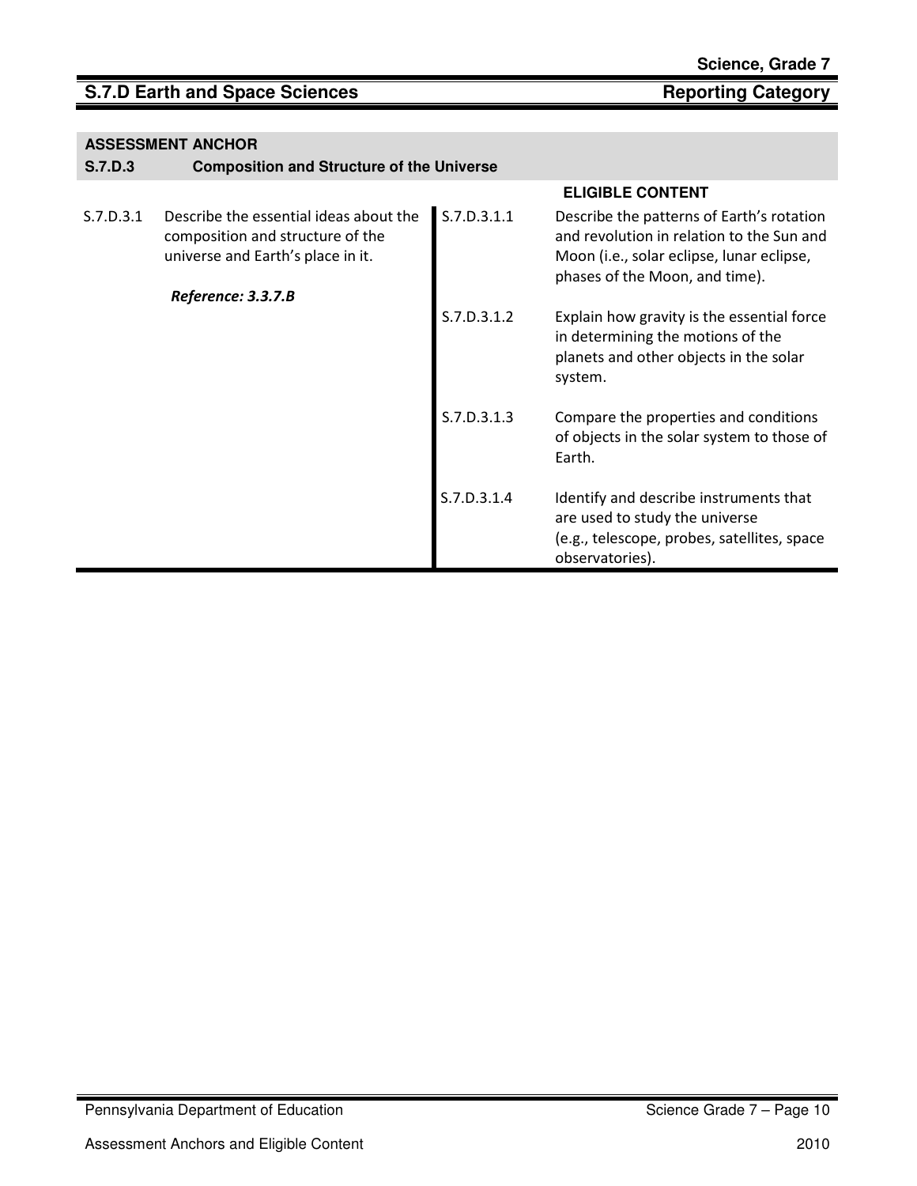## S.7.D Earth and Space Sciences — Reporting Category

| | | | |
|---|---|---|---|
| **ASSESSMENT ANCHOR** | | | |
| **S.7.D.3** | **Composition and Structure of the Universe** | | |
| | | **ELIGIBLE CONTENT** | |
| S.7.D.3.1 | Describe the essential ideas about the composition and structure of the universe and Earth's place in it. *Reference: 3.3.7.B* | S.7.D.3.1.1 | Describe the patterns of Earth's rotation and revolution in relation to the Sun and Moon (i.e., solar eclipse, lunar eclipse, phases of the Moon, and time). |
| | | S.7.D.3.1.2 | Explain how gravity is the essential force in determining the motions of the planets and other objects in the solar system. |
| | | S.7.D.3.1.3 | Compare the properties and conditions of objects in the solar system to those of Earth. |
| | | S.7.D.3.1.4 | Identify and describe instruments that are used to study the universe (e.g., telescope, probes, satellites, space observatories). |